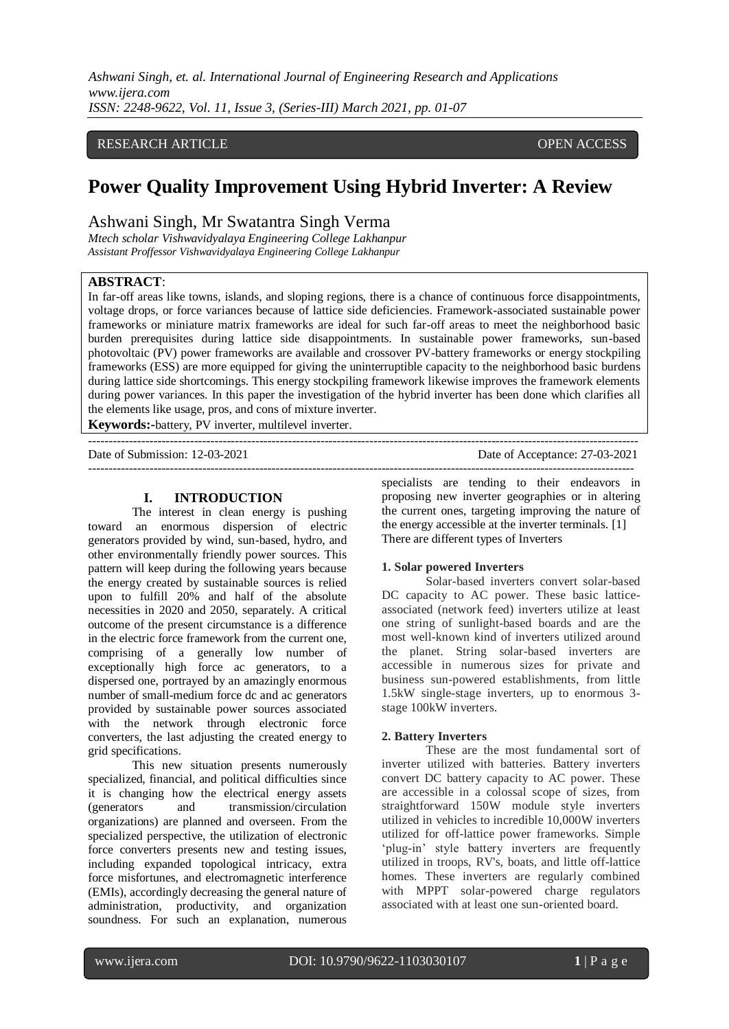RESEARCH ARTICLE OPEN ACCESS

# Power Quality Improvement Using Hybrid Inverter: A Review

Ashwani Singh, Mr Swatantra Singh Verma

*Mtech scholar Vishwavidyalaya Engineering College Lakhanpur*
*Assistant Proffessor Vishwavidyalaya Engineering College Lakhanpur*

**ABSTRACT**:

In far-off areas like towns, islands, and sloping regions, there is a chance of continuous force disappointments, voltage drops, or force variances because of lattice side deficiencies. Framework-associated sustainable power frameworks or miniature matrix frameworks are ideal for such far-off areas to meet the neighborhood basic burden prerequisites during lattice side disappointments. In sustainable power frameworks, sun-based photovoltaic (PV) power frameworks are available and crossover PV-battery frameworks or energy stockpiling frameworks (ESS) are more equipped for giving the uninterruptible capacity to the neighborhood basic burdens during lattice side shortcomings. This energy stockpiling framework likewise improves the framework elements during power variances. In this paper the investigation of the hybrid inverter has been done which clarifies all the elements like usage, pros, and cons of mixture inverter.

**Keywords:-**battery, PV inverter, multilevel inverter.

Date of Submission: 12-03-2021 Date of Acceptance: 27-03-2021

## I. INTRODUCTION

The interest in clean energy is pushing toward an enormous dispersion of electric generators provided by wind, sun-based, hydro, and other environmentally friendly power sources. This pattern will keep during the following years because the energy created by sustainable sources is relied upon to fulfill 20% and half of the absolute necessities in 2020 and 2050, separately. A critical outcome of the present circumstance is a difference in the electric force framework from the current one, comprising of a generally low number of exceptionally high force ac generators, to a dispersed one, portrayed by an amazingly enormous number of small-medium force dc and ac generators provided by sustainable power sources associated with the network through electronic force converters, the last adjusting the created energy to grid specifications.

This new situation presents numerously specialized, financial, and political difficulties since it is changing how the electrical energy assets (generators and transmission/circulation organizations) are planned and overseen. From the specialized perspective, the utilization of electronic force converters presents new and testing issues, including expanded topological intricacy, extra force misfortunes, and electromagnetic interference (EMIs), accordingly decreasing the general nature of administration, productivity, and organization soundness. For such an explanation, numerous specialists are tending to their endeavors in proposing new inverter geographies or in altering the current ones, targeting improving the nature of the energy accessible at the inverter terminals. [1]

There are different types of Inverters

### 1. Solar powered Inverters

Solar-based inverters convert solar-based DC capacity to AC power. These basic lattice-associated (network feed) inverters utilize at least one string of sunlight-based boards and are the most well-known kind of inverters utilized around the planet. String solar-based inverters are accessible in numerous sizes for private and business sun-powered establishments, from little 1.5kW single-stage inverters, up to enormous 3-stage 100kW inverters.

### 2. Battery Inverters

These are the most fundamental sort of inverter utilized with batteries. Battery inverters convert DC battery capacity to AC power. These are accessible in a colossal scope of sizes, from straightforward 150W module style inverters utilized in vehicles to incredible 10,000W inverters utilized for off-lattice power frameworks. Simple 'plug-in' style battery inverters are frequently utilized in troops, RV's, boats, and little off-lattice homes. These inverters are regularly combined with MPPT solar-powered charge regulators associated with at least one sun-oriented board.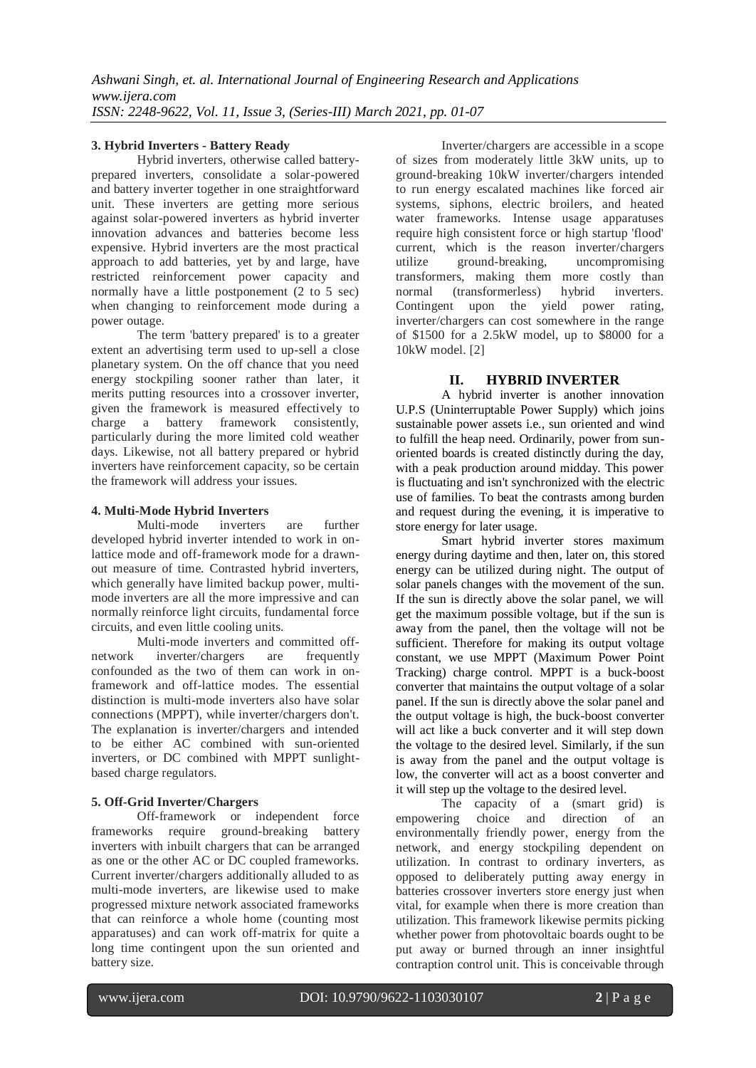**3. Hybrid Inverters - Battery Ready**

Hybrid inverters, otherwise called battery-prepared inverters, consolidate a solar-powered and battery inverter together in one straightforward unit. These inverters are getting more serious against solar-powered inverters as hybrid inverter innovation advances and batteries become less expensive. Hybrid inverters are the most practical approach to add batteries, yet by and large, have restricted reinforcement power capacity and normally have a little postponement (2 to 5 sec) when changing to reinforcement mode during a power outage.

The term 'battery prepared' is to a greater extent an advertising term used to up-sell a close planetary system. On the off chance that you need energy stockpiling sooner rather than later, it merits putting resources into a crossover inverter, given the framework is measured effectively to charge a battery framework consistently, particularly during the more limited cold weather days. Likewise, not all battery prepared or hybrid inverters have reinforcement capacity, so be certain the framework will address your issues.

**4. Multi-Mode Hybrid Inverters**

Multi-mode inverters are further developed hybrid inverter intended to work in on-lattice mode and off-framework mode for a drawn-out measure of time. Contrasted hybrid inverters, which generally have limited backup power, multi-mode inverters are all the more impressive and can normally reinforce light circuits, fundamental force circuits, and even little cooling units.

Multi-mode inverters and committed off-network inverter/chargers are frequently confounded as the two of them can work in on-framework and off-lattice modes. The essential distinction is multi-mode inverters also have solar connections (MPPT), while inverter/chargers don't. The explanation is inverter/chargers and intended to be either AC combined with sun-oriented inverters, or DC combined with MPPT sunlight-based charge regulators.

**5. Off-Grid Inverter/Chargers**

Off-framework or independent force frameworks require ground-breaking battery inverters with inbuilt chargers that can be arranged as one or the other AC or DC coupled frameworks. Current inverter/chargers additionally alluded to as multi-mode inverters, are likewise used to make progressed mixture network associated frameworks that can reinforce a whole home (counting most apparatuses) and can work off-matrix for quite a long time contingent upon the sun oriented and battery size.

Inverter/chargers are accessible in a scope of sizes from moderately little 3kW units, up to ground-breaking 10kW inverter/chargers intended to run energy escalated machines like forced air systems, siphons, electric broilers, and heated water frameworks. Intense usage apparatuses require high consistent force or high startup 'flood' current, which is the reason inverter/chargers utilize ground-breaking, uncompromising transformers, making them more costly than normal (transformerless) hybrid inverters. Contingent upon the yield power rating, inverter/chargers can cost somewhere in the range of \$1500 for a 2.5kW model, up to \$8000 for a 10kW model. [2]

## II. HYBRID INVERTER

A hybrid inverter is another innovation U.P.S (Uninterruptable Power Supply) which joins sustainable power assets i.e., sun oriented and wind to fulfill the heap need. Ordinarily, power from sun-oriented boards is created distinctly during the day, with a peak production around midday. This power is fluctuating and isn't synchronized with the electric use of families. To beat the contrasts among burden and request during the evening, it is imperative to store energy for later usage.

Smart hybrid inverter stores maximum energy during daytime and then, later on, this stored energy can be utilized during night. The output of solar panels changes with the movement of the sun. If the sun is directly above the solar panel, we will get the maximum possible voltage, but if the sun is away from the panel, then the voltage will not be sufficient. Therefore for making its output voltage constant, we use MPPT (Maximum Power Point Tracking) charge control. MPPT is a buck-boost converter that maintains the output voltage of a solar panel. If the sun is directly above the solar panel and the output voltage is high, the buck-boost converter will act like a buck converter and it will step down the voltage to the desired level. Similarly, if the sun is away from the panel and the output voltage is low, the converter will act as a boost converter and it will step up the voltage to the desired level.

The capacity of a (smart grid) is empowering choice and direction of an environmentally friendly power, energy from the network, and energy stockpiling dependent on utilization. In contrast to ordinary inverters, as opposed to deliberately putting away energy in batteries crossover inverters store energy just when vital, for example when there is more creation than utilization. This framework likewise permits picking whether power from photovoltaic boards ought to be put away or burned through an inner insightful contraption control unit. This is conceivable through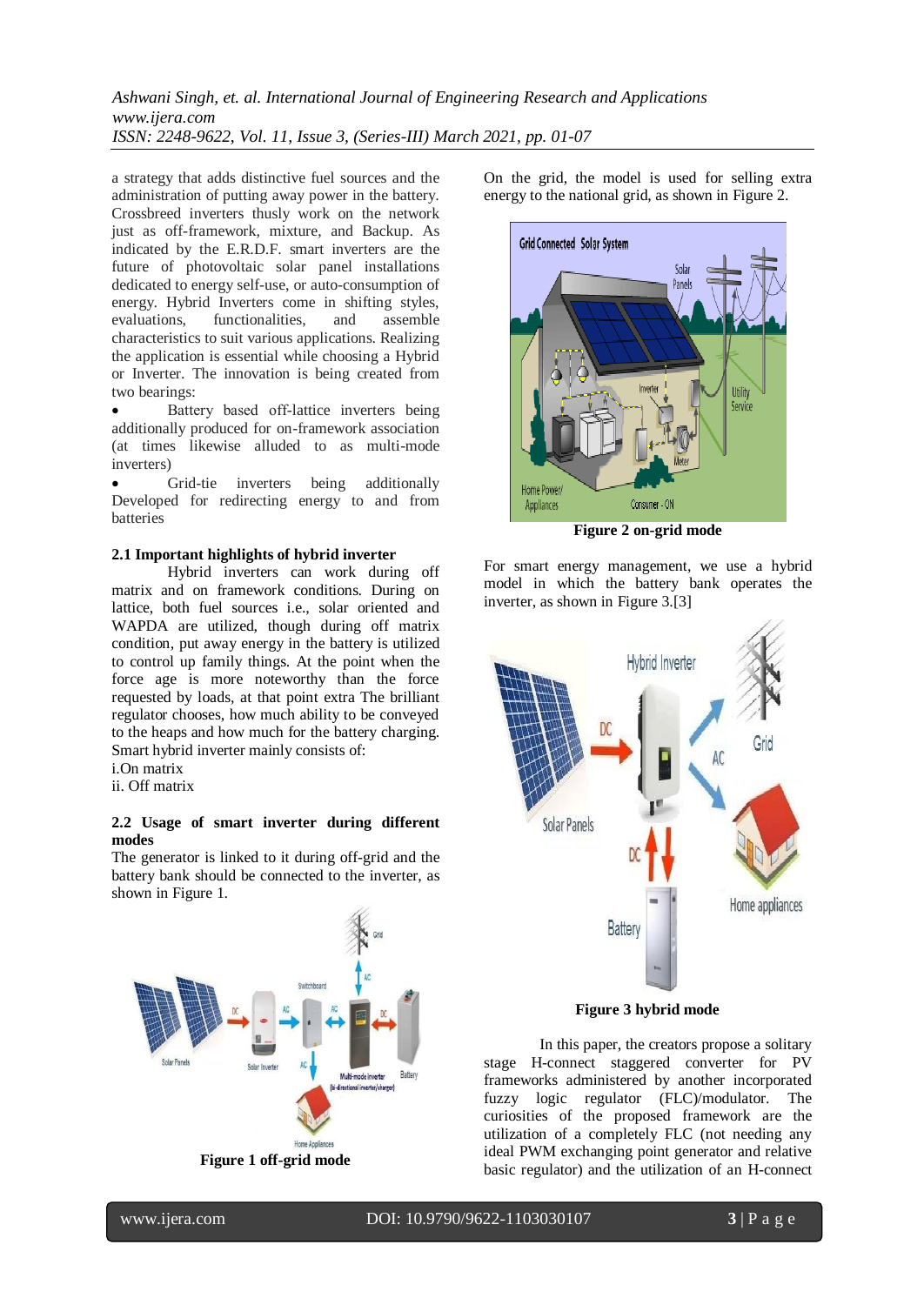a strategy that adds distinctive fuel sources and the administration of putting away power in the battery. Crossbreed inverters thusly work on the network just as off-framework, mixture, and Backup. As indicated by the E.R.D.F. smart inverters are the future of photovoltaic solar panel installations dedicated to energy self-use, or auto-consumption of energy. Hybrid Inverters come in shifting styles, evaluations, functionalities, and assemble characteristics to suit various applications. Realizing the application is essential while choosing a Hybrid or Inverter. The innovation is being created from two bearings:

- Battery based off-lattice inverters being additionally produced for on-framework association (at times likewise alluded to as multi-mode inverters)
- Grid-tie inverters being additionally Developed for redirecting energy to and from batteries

### 2.1 Important highlights of hybrid inverter

Hybrid inverters can work during off matrix and on framework conditions. During on lattice, both fuel sources i.e., solar oriented and WAPDA are utilized, though during off matrix condition, put away energy in the battery is utilized to control up family things. At the point when the force age is more noteworthy than the force requested by loads, at that point extra The brilliant regulator chooses, how much ability to be conveyed to the heaps and how much for the battery charging. Smart hybrid inverter mainly consists of:

i.On matrix

ii. Off matrix

### 2.2 Usage of smart inverter during different modes

The generator is linked to it during off-grid and the battery bank should be connected to the inverter, as shown in Figure 1.

**Figure 1 off-grid mode**

On the grid, the model is used for selling extra energy to the national grid, as shown in Figure 2.

**Figure 2 on-grid mode**

For smart energy management, we use a hybrid model in which the battery bank operates the inverter, as shown in Figure 3.[3]

**Figure 3 hybrid mode**

In this paper, the creators propose a solitary stage H-connect staggered converter for PV frameworks administered by another incorporated fuzzy logic regulator (FLC)/modulator. The curiosities of the proposed framework are the utilization of a completely FLC (not needing any ideal PWM exchanging point generator and relative basic regulator) and the utilization of an H-connect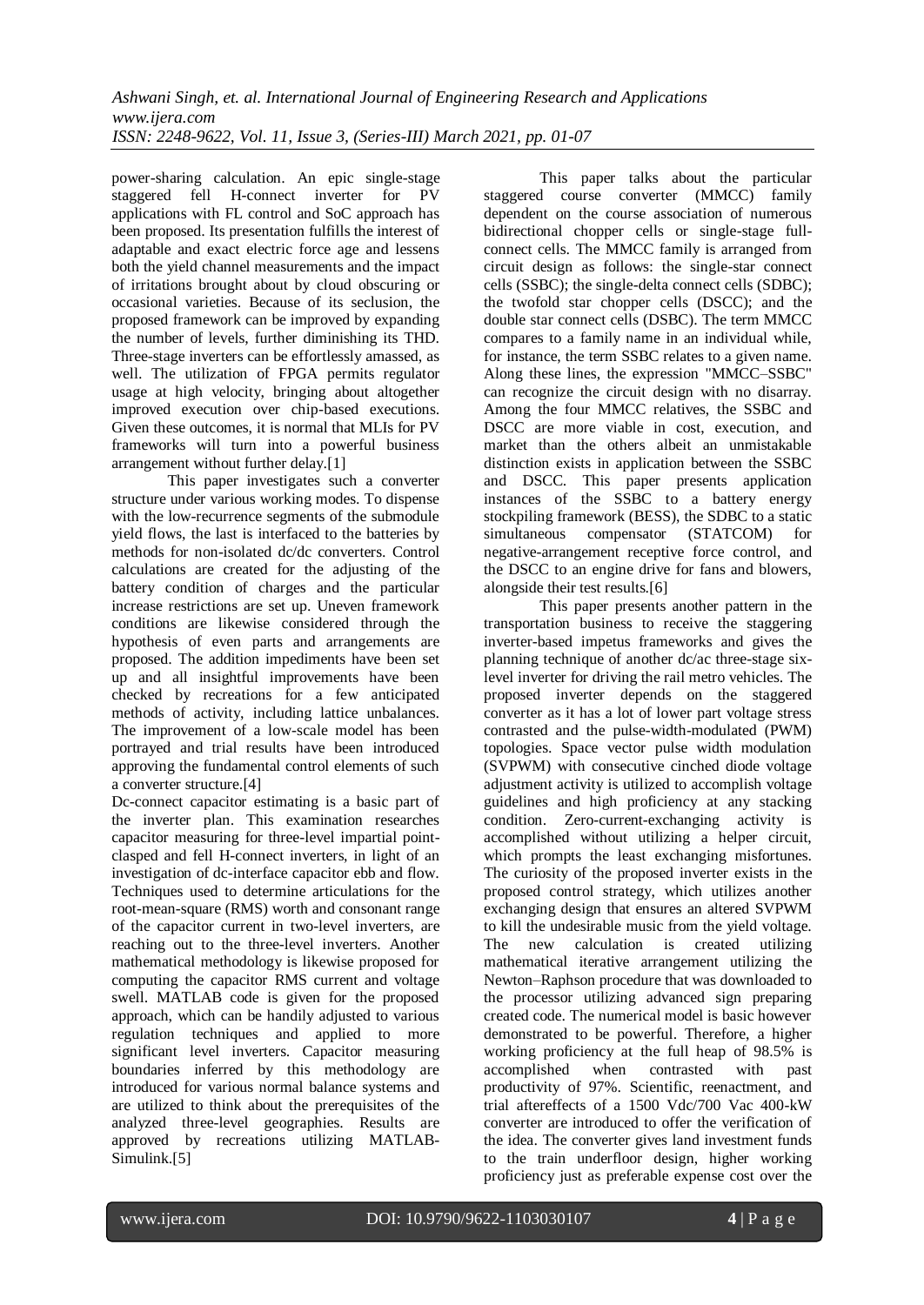power-sharing calculation. An epic single-stage staggered fell H-connect inverter for PV applications with FL control and SoC approach has been proposed. Its presentation fulfills the interest of adaptable and exact electric force age and lessens both the yield channel measurements and the impact of irritations brought about by cloud obscuring or occasional varieties. Because of its seclusion, the proposed framework can be improved by expanding the number of levels, further diminishing its THD. Three-stage inverters can be effortlessly amassed, as well. The utilization of FPGA permits regulator usage at high velocity, bringing about altogether improved execution over chip-based executions. Given these outcomes, it is normal that MLIs for PV frameworks will turn into a powerful business arrangement without further delay.[1]

This paper investigates such a converter structure under various working modes. To dispense with the low-recurrence segments of the submodule yield flows, the last is interfaced to the batteries by methods for non-isolated dc/dc converters. Control calculations are created for the adjusting of the battery condition of charges and the particular increase restrictions are set up. Uneven framework conditions are likewise considered through the hypothesis of even parts and arrangements are proposed. The addition impediments have been set up and all insightful improvements have been checked by recreations for a few anticipated methods of activity, including lattice unbalances. The improvement of a low-scale model has been portrayed and trial results have been introduced approving the fundamental control elements of such a converter structure.[4]

Dc-connect capacitor estimating is a basic part of the inverter plan. This examination researches capacitor measuring for three-level impartial point-clasped and fell H-connect inverters, in light of an investigation of dc-interface capacitor ebb and flow. Techniques used to determine articulations for the root-mean-square (RMS) worth and consonant range of the capacitor current in two-level inverters, are reaching out to the three-level inverters. Another mathematical methodology is likewise proposed for computing the capacitor RMS current and voltage swell. MATLAB code is given for the proposed approach, which can be handily adjusted to various regulation techniques and applied to more significant level inverters. Capacitor measuring boundaries inferred by this methodology are introduced for various normal balance systems and are utilized to think about the prerequisites of the analyzed three-level geographies. Results are approved by recreations utilizing MATLAB-Simulink.[5]

This paper talks about the particular staggered course converter (MMCC) family dependent on the course association of numerous bidirectional chopper cells or single-stage full-connect cells. The MMCC family is arranged from circuit design as follows: the single-star connect cells (SSBC); the single-delta connect cells (SDBC); the twofold star chopper cells (DSCC); and the double star connect cells (DSBC). The term MMCC compares to a family name in an individual while, for instance, the term SSBC relates to a given name. Along these lines, the expression "MMCC–SSBC" can recognize the circuit design with no disarray. Among the four MMCC relatives, the SSBC and DSCC are more viable in cost, execution, and market than the others albeit an unmistakable distinction exists in application between the SSBC and DSCC. This paper presents application instances of the SSBC to a battery energy stockpiling framework (BESS), the SDBC to a static simultaneous compensator (STATCOM) for negative-arrangement receptive force control, and the DSCC to an engine drive for fans and blowers, alongside their test results.[6]

This paper presents another pattern in the transportation business to receive the staggering inverter-based impetus frameworks and gives the planning technique of another dc/ac three-stage six-level inverter for driving the rail metro vehicles. The proposed inverter depends on the staggered converter as it has a lot of lower part voltage stress contrasted and the pulse-width-modulated (PWM) topologies. Space vector pulse width modulation (SVPWM) with consecutive cinched diode voltage adjustment activity is utilized to accomplish voltage guidelines and high proficiency at any stacking condition. Zero-current-exchanging activity is accomplished without utilizing a helper circuit, which prompts the least exchanging misfortunes. The curiosity of the proposed inverter exists in the proposed control strategy, which utilizes another exchanging design that ensures an altered SVPWM to kill the undesirable music from the yield voltage. The new calculation is created utilizing mathematical iterative arrangement utilizing the Newton–Raphson procedure that was downloaded to the processor utilizing advanced sign preparing created code. The numerical model is basic however demonstrated to be powerful. Therefore, a higher working proficiency at the full heap of 98.5% is accomplished when contrasted with past productivity of 97%. Scientific, reenactment, and trial aftereffects of a 1500 Vdc/700 Vac 400-kW converter are introduced to offer the verification of the idea. The converter gives land investment funds to the train underfloor design, higher working proficiency just as preferable expense cost over the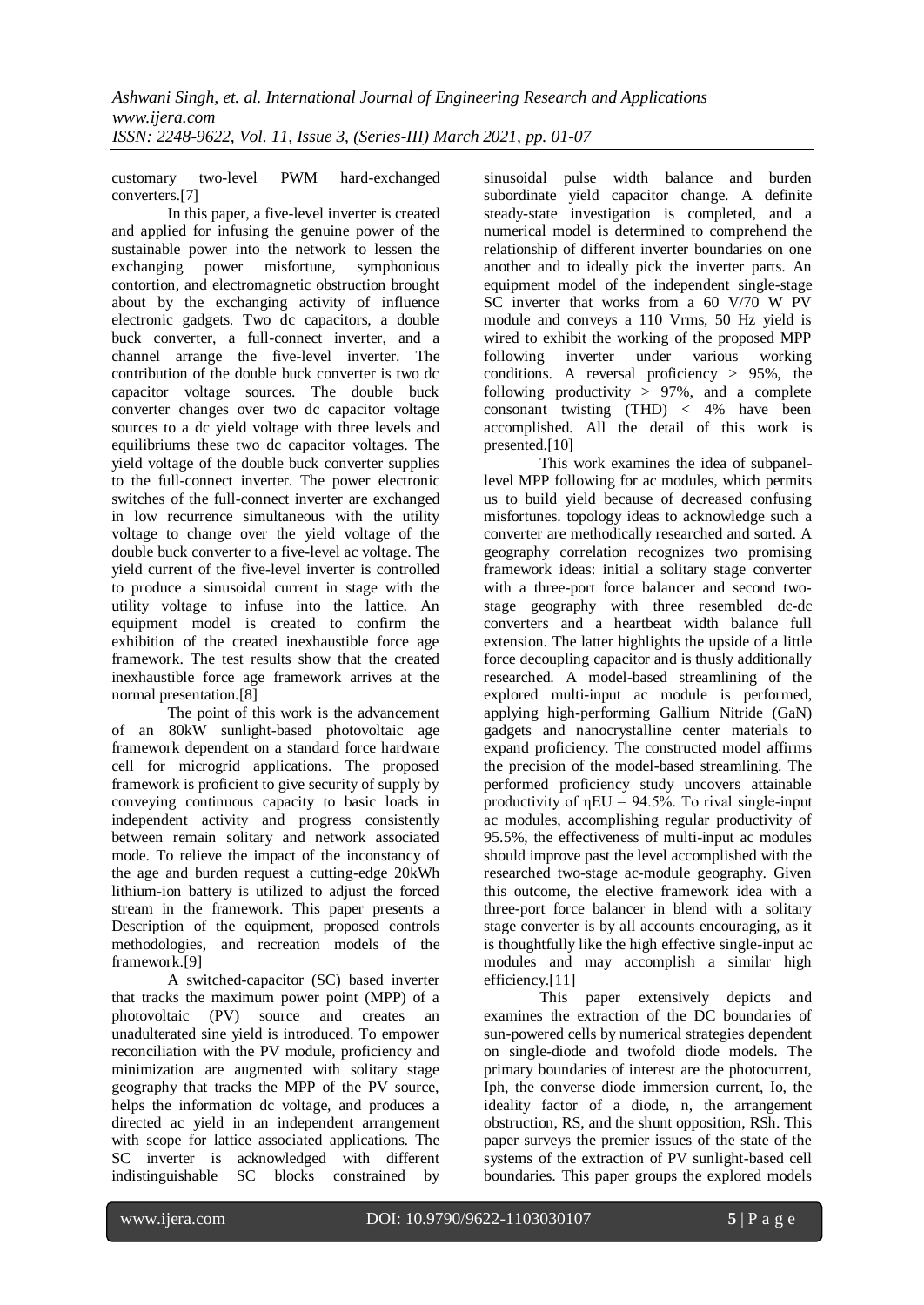customary two-level PWM hard-exchanged converters.[7]

In this paper, a five-level inverter is created and applied for infusing the genuine power of the sustainable power into the network to lessen the exchanging power misfortune, symphonious contortion, and electromagnetic obstruction brought about by the exchanging activity of influence electronic gadgets. Two dc capacitors, a double buck converter, a full-connect inverter, and a channel arrange the five-level inverter. The contribution of the double buck converter is two dc capacitor voltage sources. The double buck converter changes over two dc capacitor voltage sources to a dc yield voltage with three levels and equilibriums these two dc capacitor voltages. The yield voltage of the double buck converter supplies to the full-connect inverter. The power electronic switches of the full-connect inverter are exchanged in low recurrence simultaneous with the utility voltage to change over the yield voltage of the double buck converter to a five-level ac voltage. The yield current of the five-level inverter is controlled to produce a sinusoidal current in stage with the utility voltage to infuse into the lattice. An equipment model is created to confirm the exhibition of the created inexhaustible force age framework. The test results show that the created inexhaustible force age framework arrives at the normal presentation.[8]

The point of this work is the advancement of an 80kW sunlight-based photovoltaic age framework dependent on a standard force hardware cell for microgrid applications. The proposed framework is proficient to give security of supply by conveying continuous capacity to basic loads in independent activity and progress consistently between remain solitary and network associated mode. To relieve the impact of the inconstancy of the age and burden request a cutting-edge 20kWh lithium-ion battery is utilized to adjust the forced stream in the framework. This paper presents a Description of the equipment, proposed controls methodologies, and recreation models of the framework.[9]

A switched-capacitor (SC) based inverter that tracks the maximum power point (MPP) of a photovoltaic (PV) source and creates an unadulterated sine yield is introduced. To empower reconciliation with the PV module, proficiency and minimization are augmented with solitary stage geography that tracks the MPP of the PV source, helps the information dc voltage, and produces a directed ac yield in an independent arrangement with scope for lattice associated applications. The SC inverter is acknowledged with different indistinguishable SC blocks constrained by sinusoidal pulse width balance and burden subordinate yield capacitor change. A definite steady-state investigation is completed, and a numerical model is determined to comprehend the relationship of different inverter boundaries on one another and to ideally pick the inverter parts. An equipment model of the independent single-stage SC inverter that works from a 60 V/70 W PV module and conveys a 110 Vrms, 50 Hz yield is wired to exhibit the working of the proposed MPP following inverter under various working conditions. A reversal proficiency > 95%, the following productivity > 97%, and a complete consonant twisting (THD) < 4% have been accomplished. All the detail of this work is presented.[10]

This work examines the idea of subpanel-level MPP following for ac modules, which permits us to build yield because of decreased confusing misfortunes. topology ideas to acknowledge such a converter are methodically researched and sorted. A geography correlation recognizes two promising framework ideas: initial a solitary stage converter with a three-port force balancer and second two-stage geography with three resembled dc-dc converters and a heartbeat width balance full extension. The latter highlights the upside of a little force decoupling capacitor and is thusly additionally researched. A model-based streamlining of the explored multi-input ac module is performed, applying high-performing Gallium Nitride (GaN) gadgets and nanocrystalline center materials to expand proficiency. The constructed model affirms the precision of the model-based streamlining. The performed proficiency study uncovers attainable productivity of $\eta EU = 94.5\%$. To rival single-input ac modules, accomplishing regular productivity of 95.5%, the effectiveness of multi-input ac modules should improve past the level accomplished with the researched two-stage ac-module geography. Given this outcome, the elective framework idea with a three-port force balancer in blend with a solitary stage converter is by all accounts encouraging, as it is thoughtfully like the high effective single-input ac modules and may accomplish a similar high efficiency.[11]

This paper extensively depicts and examines the extraction of the DC boundaries of sun-powered cells by numerical strategies dependent on single-diode and twofold diode models. The primary boundaries of interest are the photocurrent, Iph, the converse diode immersion current, Io, the ideality factor of a diode, n, the arrangement obstruction, RS, and the shunt opposition, RSh. This paper surveys the premier issues of the state of the systems of the extraction of PV sunlight-based cell boundaries. This paper groups the explored models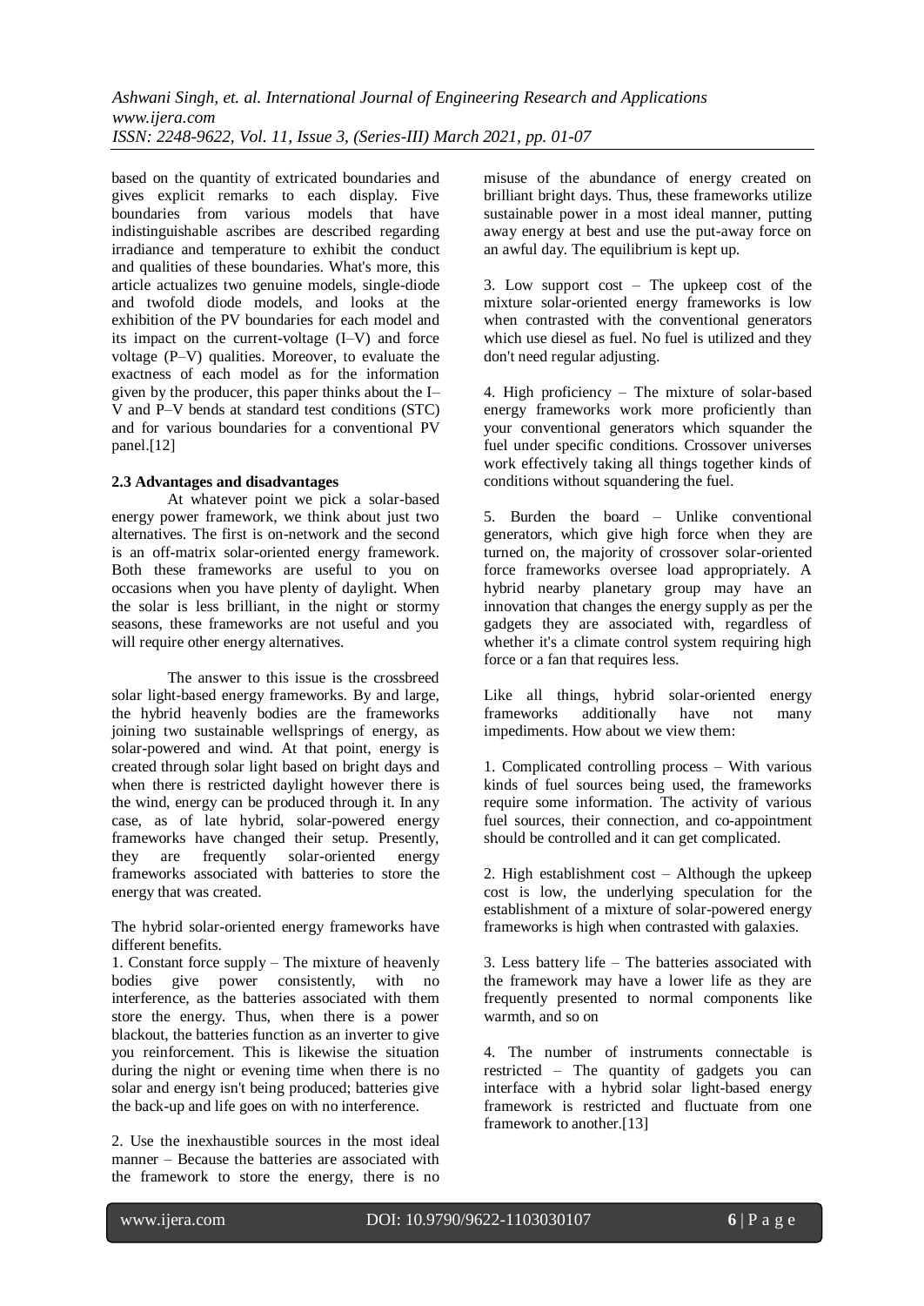based on the quantity of extricated boundaries and gives explicit remarks to each display. Five boundaries from various models that have indistinguishable ascribes are described regarding irradiance and temperature to exhibit the conduct and qualities of these boundaries. What's more, this article actualizes two genuine models, single-diode and twofold diode models, and looks at the exhibition of the PV boundaries for each model and its impact on the current-voltage (I–V) and force voltage (P–V) qualities. Moreover, to evaluate the exactness of each model as for the information given by the producer, this paper thinks about the I–V and P–V bends at standard test conditions (STC) and for various boundaries for a conventional PV panel.[12]

### 2.3 Advantages and disadvantages

At whatever point we pick a solar-based energy power framework, we think about just two alternatives. The first is on-network and the second is an off-matrix solar-oriented energy framework. Both these frameworks are useful to you on occasions when you have plenty of daylight. When the solar is less brilliant, in the night or stormy seasons, these frameworks are not useful and you will require other energy alternatives.

The answer to this issue is the crossbreed solar light-based energy frameworks. By and large, the hybrid heavenly bodies are the frameworks joining two sustainable wellsprings of energy, as solar-powered and wind. At that point, energy is created through solar light based on bright days and when there is restricted daylight however there is the wind, energy can be produced through it. In any case, as of late hybrid, solar-powered energy frameworks have changed their setup. Presently, they are frequently solar-oriented energy frameworks associated with batteries to store the energy that was created.

The hybrid solar-oriented energy frameworks have different benefits.

1. Constant force supply – The mixture of heavenly bodies give power consistently, with no interference, as the batteries associated with them store the energy. Thus, when there is a power blackout, the batteries function as an inverter to give you reinforcement. This is likewise the situation during the night or evening time when there is no solar and energy isn't being produced; batteries give the back-up and life goes on with no interference.

2. Use the inexhaustible sources in the most ideal manner – Because the batteries are associated with the framework to store the energy, there is no misuse of the abundance of energy created on brilliant bright days. Thus, these frameworks utilize sustainable power in a most ideal manner, putting away energy at best and use the put-away force on an awful day. The equilibrium is kept up.

3. Low support cost – The upkeep cost of the mixture solar-oriented energy frameworks is low when contrasted with the conventional generators which use diesel as fuel. No fuel is utilized and they don't need regular adjusting.

4. High proficiency – The mixture of solar-based energy frameworks work more proficiently than your conventional generators which squander the fuel under specific conditions. Crossover universes work effectively taking all things together kinds of conditions without squandering the fuel.

5. Burden the board – Unlike conventional generators, which give high force when they are turned on, the majority of crossover solar-oriented force frameworks oversee load appropriately. A hybrid nearby planetary group may have an innovation that changes the energy supply as per the gadgets they are associated with, regardless of whether it's a climate control system requiring high force or a fan that requires less.

Like all things, hybrid solar-oriented energy frameworks additionally have not many impediments. How about we view them:

1. Complicated controlling process – With various kinds of fuel sources being used, the frameworks require some information. The activity of various fuel sources, their connection, and co-appointment should be controlled and it can get complicated.

2. High establishment cost – Although the upkeep cost is low, the underlying speculation for the establishment of a mixture of solar-powered energy frameworks is high when contrasted with galaxies.

3. Less battery life – The batteries associated with the framework may have a lower life as they are frequently presented to normal components like warmth, and so on

4. The number of instruments connectable is restricted – The quantity of gadgets you can interface with a hybrid solar light-based energy framework is restricted and fluctuate from one framework to another.[13]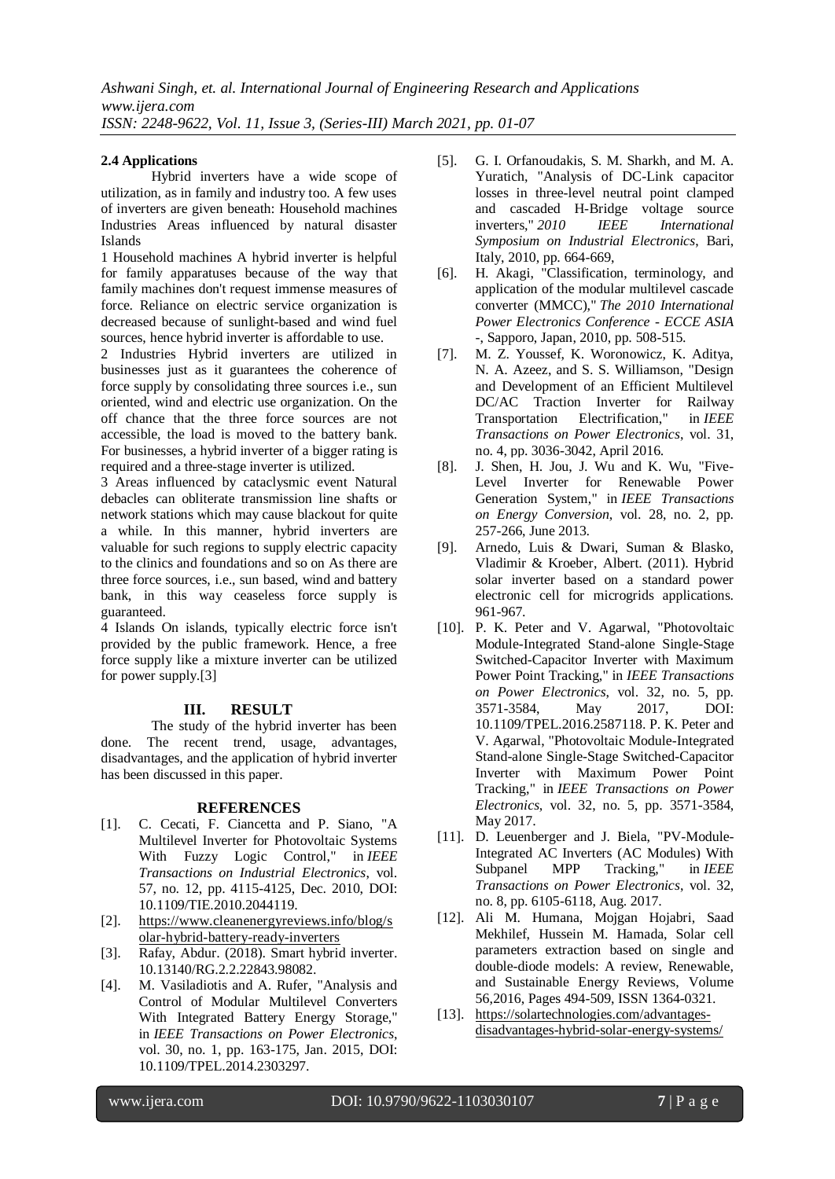### 2.4 Applications

Hybrid inverters have a wide scope of utilization, as in family and industry too. A few uses of inverters are given beneath: Household machines Industries Areas influenced by natural disaster Islands

1 Household machines A hybrid inverter is helpful for family apparatuses because of the way that family machines don't request immense measures of force. Reliance on electric service organization is decreased because of sunlight-based and wind fuel sources, hence hybrid inverter is affordable to use.

2 Industries Hybrid inverters are utilized in businesses just as it guarantees the coherence of force supply by consolidating three sources i.e., sun oriented, wind and electric use organization. On the off chance that the three force sources are not accessible, the load is moved to the battery bank. For businesses, a hybrid inverter of a bigger rating is required and a three-stage inverter is utilized.

3 Areas influenced by cataclysmic event Natural debacles can obliterate transmission line shafts or network stations which may cause blackout for quite a while. In this manner, hybrid inverters are valuable for such regions to supply electric capacity to the clinics and foundations and so on As there are three force sources, i.e., sun based, wind and battery bank, in this way ceaseless force supply is guaranteed.

4 Islands On islands, typically electric force isn't provided by the public framework. Hence, a free force supply like a mixture inverter can be utilized for power supply.[3]

## III. RESULT

The study of the hybrid inverter has been done. The recent trend, usage, advantages, disadvantages, and the application of hybrid inverter has been discussed in this paper.

## REFERENCES

[1]. C. Cecati, F. Ciancetta and P. Siano, "A Multilevel Inverter for Photovoltaic Systems With Fuzzy Logic Control," in *IEEE Transactions on Industrial Electronics*, vol. 57, no. 12, pp. 4115-4125, Dec. 2010, DOI: 10.1109/TIE.2010.2044119.

[2]. https://www.cleanenergyreviews.info/blog/solar-hybrid-battery-ready-inverters

[3]. Rafay, Abdur. (2018). Smart hybrid inverter. 10.13140/RG.2.2.22843.98082.

[4]. M. Vasiladiotis and A. Rufer, "Analysis and Control of Modular Multilevel Converters With Integrated Battery Energy Storage," in *IEEE Transactions on Power Electronics*, vol. 30, no. 1, pp. 163-175, Jan. 2015, DOI: 10.1109/TPEL.2014.2303297.

[5]. G. I. Orfanoudakis, S. M. Sharkh, and M. A. Yuratich, "Analysis of DC-Link capacitor losses in three-level neutral point clamped and cascaded H-Bridge voltage source inverters," *2010 IEEE International Symposium on Industrial Electronics*, Bari, Italy, 2010, pp. 664-669,

[6]. H. Akagi, "Classification, terminology, and application of the modular multilevel cascade converter (MMCC)," *The 2010 International Power Electronics Conference - ECCE ASIA -*, Sapporo, Japan, 2010, pp. 508-515.

[7]. M. Z. Youssef, K. Woronowicz, K. Aditya, N. A. Azeez, and S. S. Williamson, "Design and Development of an Efficient Multilevel DC/AC Traction Inverter for Railway Transportation Electrification," in *IEEE Transactions on Power Electronics*, vol. 31, no. 4, pp. 3036-3042, April 2016.

[8]. J. Shen, H. Jou, J. Wu and K. Wu, "Five-Level Inverter for Renewable Power Generation System," in *IEEE Transactions on Energy Conversion*, vol. 28, no. 2, pp. 257-266, June 2013.

[9]. Arnedo, Luis & Dwari, Suman & Blasko, Vladimir & Kroeber, Albert. (2011). Hybrid solar inverter based on a standard power electronic cell for microgrids applications. 961-967.

[10]. P. K. Peter and V. Agarwal, "Photovoltaic Module-Integrated Stand-alone Single-Stage Switched-Capacitor Inverter with Maximum Power Point Tracking," in *IEEE Transactions on Power Electronics*, vol. 32, no. 5, pp. 3571-3584, May 2017, DOI: 10.1109/TPEL.2016.2587118. P. K. Peter and V. Agarwal, "Photovoltaic Module-Integrated Stand-alone Single-Stage Switched-Capacitor Inverter with Maximum Power Point Tracking," in *IEEE Transactions on Power Electronics*, vol. 32, no. 5, pp. 3571-3584, May 2017.

[11]. D. Leuenberger and J. Biela, "PV-Module-Integrated AC Inverters (AC Modules) With Subpanel MPP Tracking," in *IEEE Transactions on Power Electronics*, vol. 32, no. 8, pp. 6105-6118, Aug. 2017.

[12]. Ali M. Humana, Mojgan Hojabri, Saad Mekhilef, Hussein M. Hamada, Solar cell parameters extraction based on single and double-diode models: A review, Renewable, and Sustainable Energy Reviews, Volume 56,2016, Pages 494-509, ISSN 1364-0321.

[13]. https://solartechnologies.com/advantages-disadvantages-hybrid-solar-energy-systems/